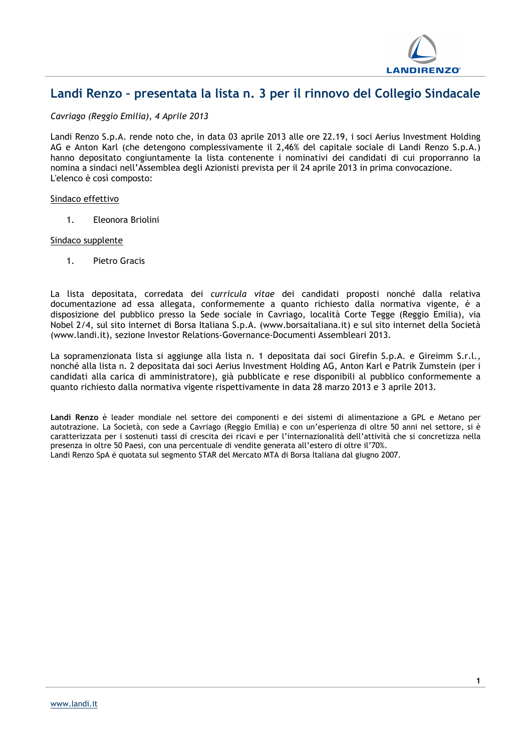# Landi Renzo – presentata la lista n. 3 per il rinnovo del Collegio Sindacale

*Cavriago (Reggio Emilia), 4 Aprile 2013*

Landi Renzo S.p.A. rende noto che, in data 03 aprile 2013 alle ore 22.19, i soci Aerius Investment Holding AG e Anton Karl (che detengono complessivamente il 2,46% del capitale sociale di Landi Renzo S.p.A.) hanno depositato congiuntamente la lista contenente i nominativi dei candidati di cui proporranno la nomina a sindaci nell'Assemblea degli Azionisti prevista per il 24 aprile 2013 in prima convocazione.
L'elenco è così composto:

<u>Sindaco effettivo</u>

1. Eleonora Briolini

<u>Sindaco supplente</u>

1. Pietro Gracis

La lista depositata, corredata dei *curricula vitae* dei candidati proposti nonché dalla relativa documentazione ad essa allegata, conformemente a quanto richiesto dalla normativa vigente, è a disposizione del pubblico presso la Sede sociale in Cavriago, località Corte Tegge (Reggio Emilia), via Nobel 2/4, sul sito internet di Borsa Italiana S.p.A. (www.borsaitaliana.it) e sul sito internet della Società (www.landi.it), sezione Investor Relations-Governance-Documenti Assembleari 2013.

La sopramenzionata lista si aggiunge alla lista n. 1 depositata dai soci Girefin S.p.A. e Gireimm S.r.l., nonché alla lista n. 2 depositata dai soci Aerius Investment Holding AG, Anton Karl e Patrik Zumstein (per i candidati alla carica di amministratore), già pubblicate e rese disponibili al pubblico conformemente a quanto richiesto dalla normativa vigente rispettivamente in data 28 marzo 2013 e 3 aprile 2013.

**Landi Renzo** è leader mondiale nel settore dei componenti e dei sistemi di alimentazione a GPL e Metano per autotrazione. La Società, con sede a Cavriago (Reggio Emilia) e con un'esperienza di oltre 50 anni nel settore, si è caratterizzata per i sostenuti tassi di crescita dei ricavi e per l'internazionalità dell'attività che si concretizza nella presenza in oltre 50 Paesi, con una percentuale di vendite generata all'estero di oltre il'70%.
Landi Renzo SpA è quotata sul segmento STAR del Mercato MTA di Borsa Italiana dal giugno 2007.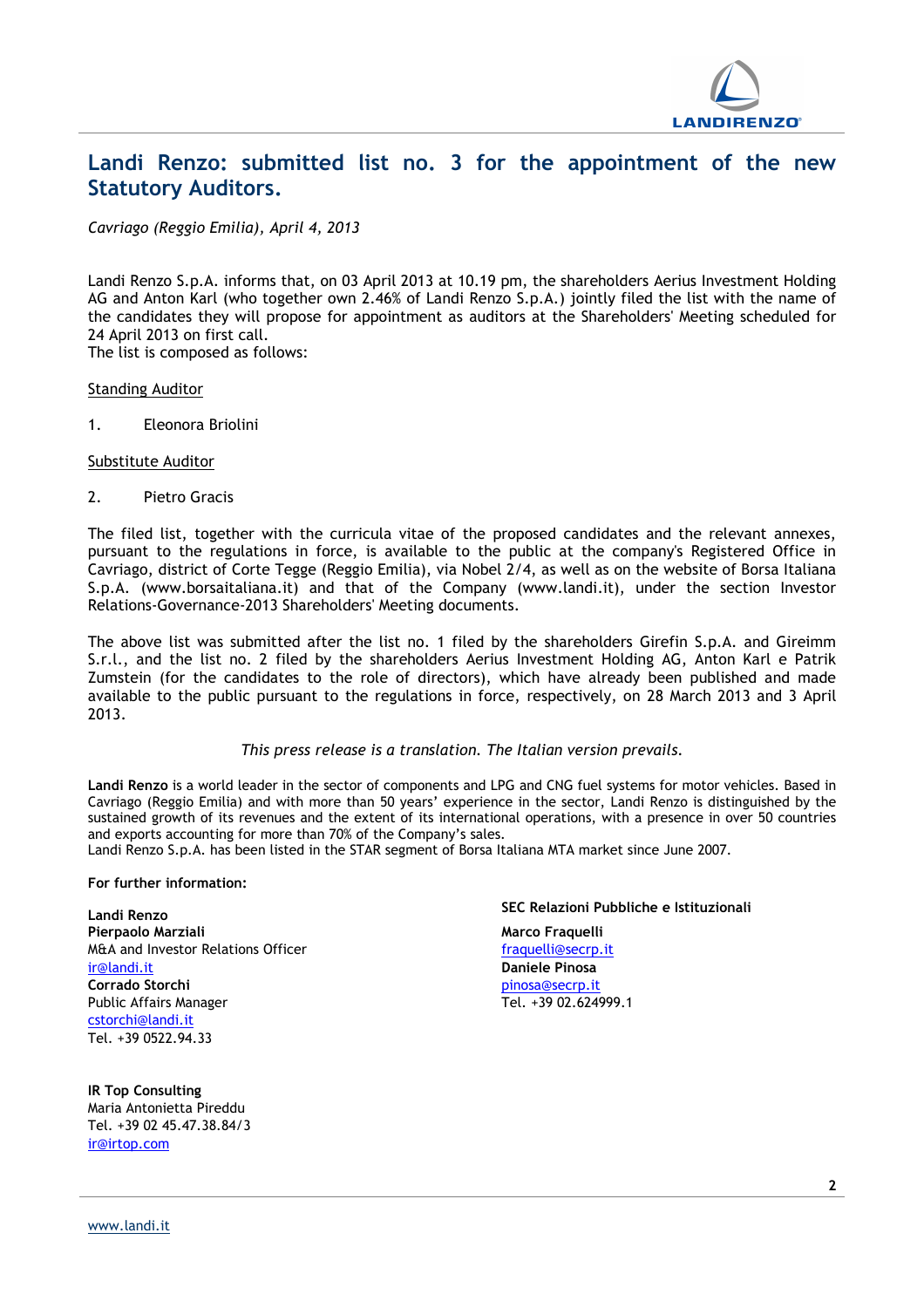# Landi Renzo: submitted list no. 3 for the appointment of the new Statutory Auditors.

*Cavriago (Reggio Emilia), April 4, 2013*

Landi Renzo S.p.A. informs that, on 03 April 2013 at 10.19 pm, the shareholders Aerius Investment Holding AG and Anton Karl (who together own 2.46% of Landi Renzo S.p.A.) jointly filed the list with the name of the candidates they will propose for appointment as auditors at the Shareholders' Meeting scheduled for 24 April 2013 on first call.
The list is composed as follows:

Standing Auditor

1. Eleonora Briolini

Substitute Auditor

2. Pietro Gracis

The filed list, together with the curricula vitae of the proposed candidates and the relevant annexes, pursuant to the regulations in force, is available to the public at the company's Registered Office in Cavriago, district of Corte Tegge (Reggio Emilia), via Nobel 2/4, as well as on the website of Borsa Italiana S.p.A. (www.borsaitaliana.it) and that of the Company (www.landi.it), under the section Investor Relations-Governance-2013 Shareholders' Meeting documents.

The above list was submitted after the list no. 1 filed by the shareholders Girefin S.p.A. and Gireimm S.r.l., and the list no. 2 filed by the shareholders Aerius Investment Holding AG, Anton Karl e Patrik Zumstein (for the candidates to the role of directors), which have already been published and made available to the public pursuant to the regulations in force, respectively, on 28 March 2013 and 3 April 2013.

*This press release is a translation. The Italian version prevails.*

**Landi Renzo** is a world leader in the sector of components and LPG and CNG fuel systems for motor vehicles. Based in Cavriago (Reggio Emilia) and with more than 50 years' experience in the sector, Landi Renzo is distinguished by the sustained growth of its revenues and the extent of its international operations, with a presence in over 50 countries and exports accounting for more than 70% of the Company's sales.
Landi Renzo S.p.A. has been listed in the STAR segment of Borsa Italiana MTA market since June 2007.

**For further information:**

**Landi Renzo**
**Pierpaolo Marziali**
M&A and Investor Relations Officer
ir@landi.it
**Corrado Storchi**
Public Affairs Manager
cstorchi@landi.it
Tel. +39 0522.94.33

**SEC Relazioni Pubbliche e Istituzionali**
**Marco Fraquelli**
fraquelli@secrp.it
**Daniele Pinosa**
pinosa@secrp.it
Tel. +39 02.624999.1

**IR Top Consulting**
Maria Antonietta Pireddu
Tel. +39 02 45.47.38.84/3
ir@irtop.com

www.landi.it